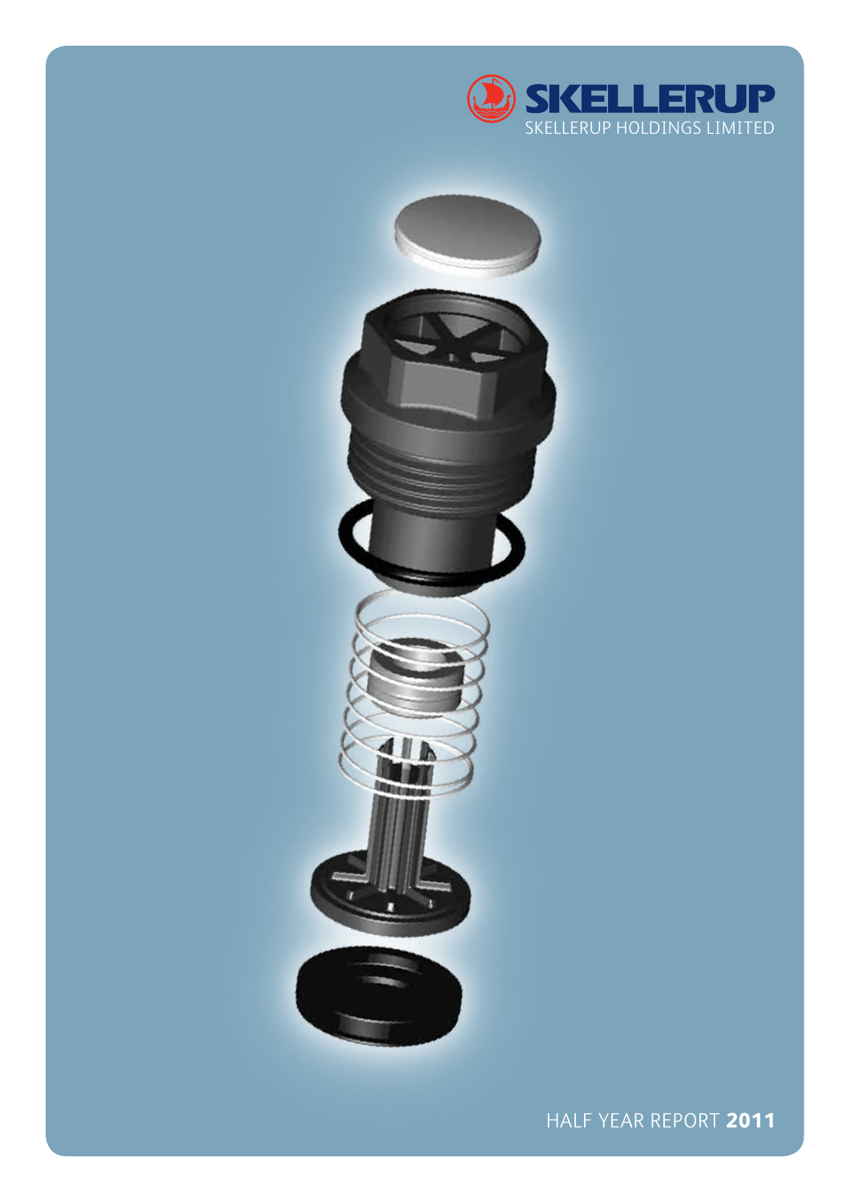SKELLERUP

SKELLERUP HOLDINGS LIMITED

HALF YEAR REPORT **2011**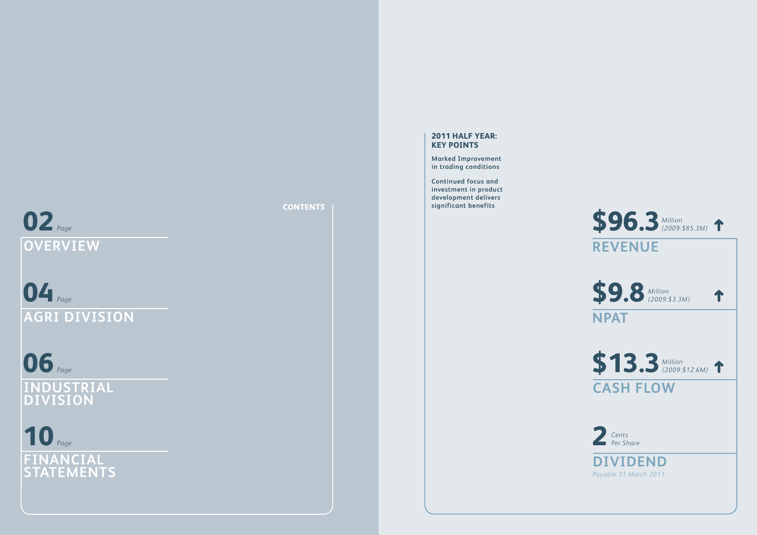## CONTENTS

**02** *Page*
**OVERVIEW**

**04** *Page*
**AGRI DIVISION**

**06** *Page*
**INDUSTRIAL DIVISION**

**10** *Page*
**FINANCIAL STATEMENTS**

## 2011 HALF YEAR: KEY POINTS

**Marked Improvement in trading conditions**

**Continued focus and investment in product development delivers significant benefits**

**$96.3** *Million (2009:$85.3M)* ↑
### REVENUE

**$9.8** *Million (2009:$3.3M)* ↑
### NPAT

**$13.3** *Million (2009:$12.6M)* ↑
### CASH FLOW

**2** *Cents Per Share*
### DIVIDEND
*Payable 31 March 2011*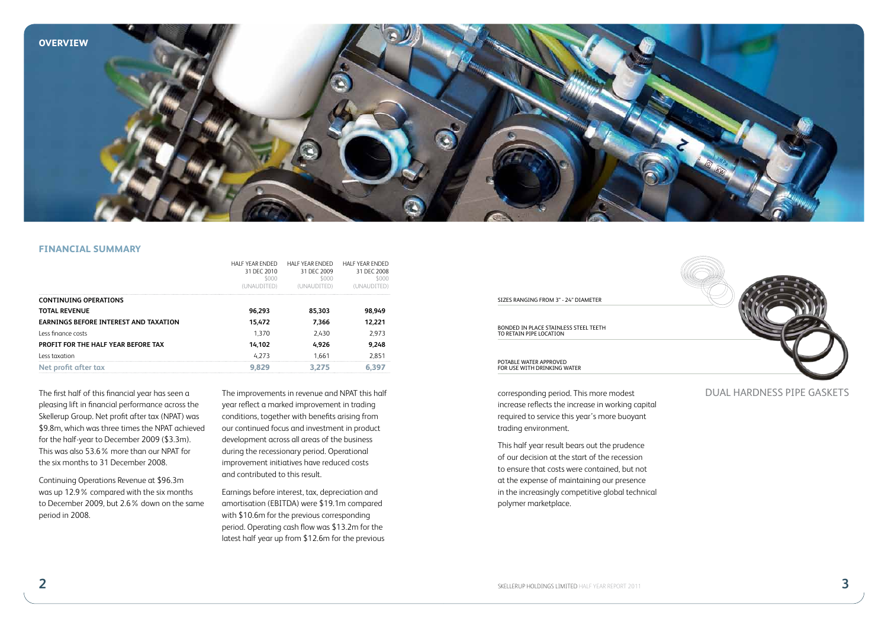# OVERVIEW

## FINANCIAL SUMMARY

| | HALF YEAR ENDED 31 DEC 2010 $000 (UNAUDITED) | HALF YEAR ENDED 31 DEC 2009 $000 (UNAUDITED) | HALF YEAR ENDED 31 DEC 2008 $000 (UNAUDITED) |
|---|---|---|---|
| **CONTINUING OPERATIONS** | | | |
| **TOTAL REVENUE** | **96,293** | **85,303** | **98,949** |
| **EARNINGS BEFORE INTEREST AND TAXATION** | **15,472** | **7,366** | **12,221** |
| Less finance costs | 1,370 | 2,430 | 2,973 |
| **PROFIT FOR THE HALF YEAR BEFORE TAX** | **14,102** | **4,926** | **9,248** |
| Less taxation | 4,273 | 1,661 | 2,851 |
| **Net profit after tax** | **9,829** | **3,275** | **6,397** |

The first half of this financial year has seen a pleasing lift in financial performance across the Skellerup Group. Net profit after tax (NPAT) was $9.8m, which was three times the NPAT achieved for the half-year to December 2009 ($3.3m). This was also 53.6% more than our NPAT for the six months to 31 December 2008.

Continuing Operations Revenue at $96.3m was up 12.9% compared with the six months to December 2009, but 2.6% down on the same period in 2008.

The improvements in revenue and NPAT this half year reflect a marked improvement in trading conditions, together with benefits arising from our continued focus and investment in product development across all areas of the business during the recessionary period. Operational improvement initiatives have reduced costs and contributed to this result.

Earnings before interest, tax, depreciation and amortisation (EBITDA) were $19.1m compared with $10.6m for the previous corresponding period. Operating cash flow was $13.2m for the latest half year up from $12.6m for the previous corresponding period. This more modest increase reflects the increase in working capital required to service this year's more buoyant trading environment.

This half year result bears out the prudence of our decision at the start of the recession to ensure that costs were contained, but not at the expense of maintaining our presence in the increasingly competitive global technical polymer marketplace.

SIZES RANGING FROM 3" - 24" DIAMETER

BONDED IN PLACE STAINLESS STEEL TEETH TO RETAIN PIPE LOCATION

POTABLE WATER APPROVED FOR USE WITH DRINKING WATER

DUAL HARDNESS PIPE GASKETS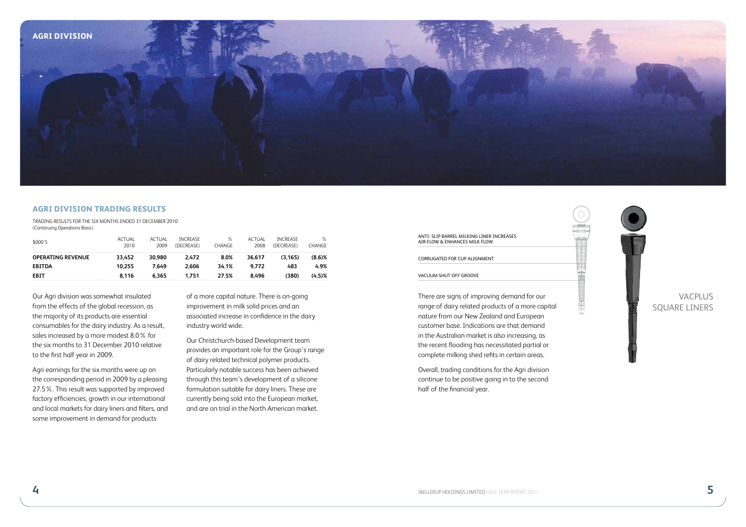# AGRI DIVISION

## AGRI DIVISION TRADING RESULTS

TRADING RESULTS FOR THE SIX MONTHS ENDED 31 DECEMBER 2010
(Continuing Operations Basis)

| $000'S | ACTUAL 2010 | ACTUAL 2009 | INCREASE (DECREASE) | % CHANGE | ACTUAL 2008 | INCREASE (DECREASE) | % CHANGE |
|---|---|---|---|---|---|---|---|
| **OPERATING REVENUE** | **33,452** | **30,980** | **2,472** | **8.0%** | **36,617** | **(3,165)** | **(8.6)%** |
| **EBITDA** | **10,255** | **7,649** | **2,606** | **34.1%** | **9,772** | **483** | **4.9%** |
| **EBIT** | **8,116** | **6,365** | **1,751** | **27.5%** | **8,496** | **(380)** | **(4.5)%** |

Our Agri division was somewhat insulated from the effects of the global recession, as the majority of its products are essential consumables for the dairy industry. As a result, sales increased by a more modest 8.0% for the six months to 31 December 2010 relative to the first half year in 2009.

Agri earnings for the six months were up on the corresponding period in 2009 by a pleasing 27.5%. This result was supported by improved factory efficiencies, growth in our international and local markets for dairy liners and filters, and some improvement in demand for products of a more capital nature. There is on-going improvement in milk solid prices and an associated increase in confidence in the dairy industry world wide.

Our Christchurch-based Development team provides an important role for the Group's range of dairy related technical polymer products. Particularly notable success has been achieved through this team's development of a silicone formulation suitable for dairy liners. These are currently being sold into the European market, and are on trial in the North American market.

ANTI- SLIP BARREL MILKING LINER INCREASES AIR-FLOW & ENHANCES MILK FLOW

CORRUGATED FOR CUP ALIGNMENT

VACUUM SHUT-OFF GROOVE

There are signs of improving demand for our range of dairy related products of a more capital nature from our New Zealand and European customer base. Indications are that demand in the Australian market is also increasing, as the recent flooding has necessitated partial or complete milking shed refits in certain areas.

Overall, trading conditions for the Agri division continue to be positive going in to the second half of the financial year.

VACPLUS SQUARE LINERS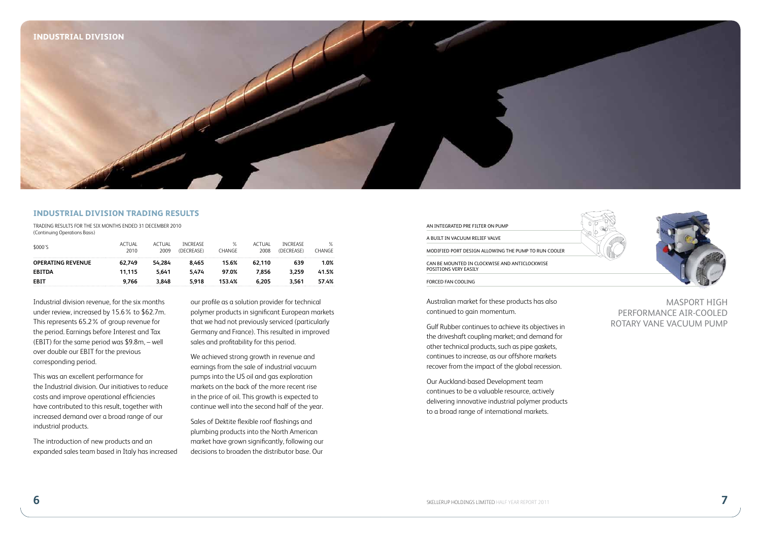# INDUSTRIAL DIVISION

## INDUSTRIAL DIVISION TRADING RESULTS

TRADING RESULTS FOR THE SIX MONTHS ENDED 31 DECEMBER 2010
(Continuing Operations Basis)

| $000'S | ACTUAL 2010 | ACTUAL 2009 | INCREASE (DECREASE) | % CHANGE | ACTUAL 2008 | INCREASE (DECREASE) | % CHANGE |
|---|---|---|---|---|---|---|---|
| **OPERATING REVENUE** | **62,749** | **54,284** | **8,465** | **15.6%** | **62,110** | **639** | **1.0%** |
| **EBITDA** | **11,115** | **5,641** | **5,474** | **97.0%** | **7,856** | **3,259** | **41.5%** |
| **EBIT** | **9,766** | **3,848** | **5,918** | **153.4%** | **6,205** | **3,561** | **57.4%** |

Industrial division revenue, for the six months under review, increased by 15.6% to $62.7m. This represents 65.2% of group revenue for the period. Earnings before Interest and Tax (EBIT) for the same period was $9.8m, – well over double our EBIT for the previous corresponding period.

This was an excellent performance for the Industrial division. Our initiatives to reduce costs and improve operational efficiencies have contributed to this result, together with increased demand over a broad range of our industrial products.

The introduction of new products and an expanded sales team based in Italy has increased our profile as a solution provider for technical polymer products in significant European markets that we had not previously serviced (particularly Germany and France). This resulted in improved sales and profitability for this period.

We achieved strong growth in revenue and earnings from the sale of industrial vacuum pumps into the US oil and gas exploration markets on the back of the more recent rise in the price of oil. This growth is expected to continue well into the second half of the year.

Sales of Dektite flexible roof flashings and plumbing products into the North American market have grown significantly, following our decisions to broaden the distributor base. Our Australian market for these products has also continued to gain momentum.

Gulf Rubber continues to achieve its objectives in the driveshaft coupling market; and demand for other technical products, such as pipe gaskets, continues to increase, as our offshore markets recover from the impact of the global recession.

Our Auckland-based Development team continues to be a valuable resource, actively delivering innovative industrial polymer products to a broad range of international markets.

AN INTEGRATED PRE FILTER ON PUMP

A BUILT IN VACUUM RELIEF VALVE

MODIFIED PORT DESIGN ALLOWING THE PUMP TO RUN COOLER

CAN BE MOUNTED IN CLOCKWISE AND ANTICLOCKWISE POSITIONS VERY EASILY

FORCED FAN COOLING

MASPORT HIGH PERFORMANCE AIR-COOLED ROTARY VANE VACUUM PUMP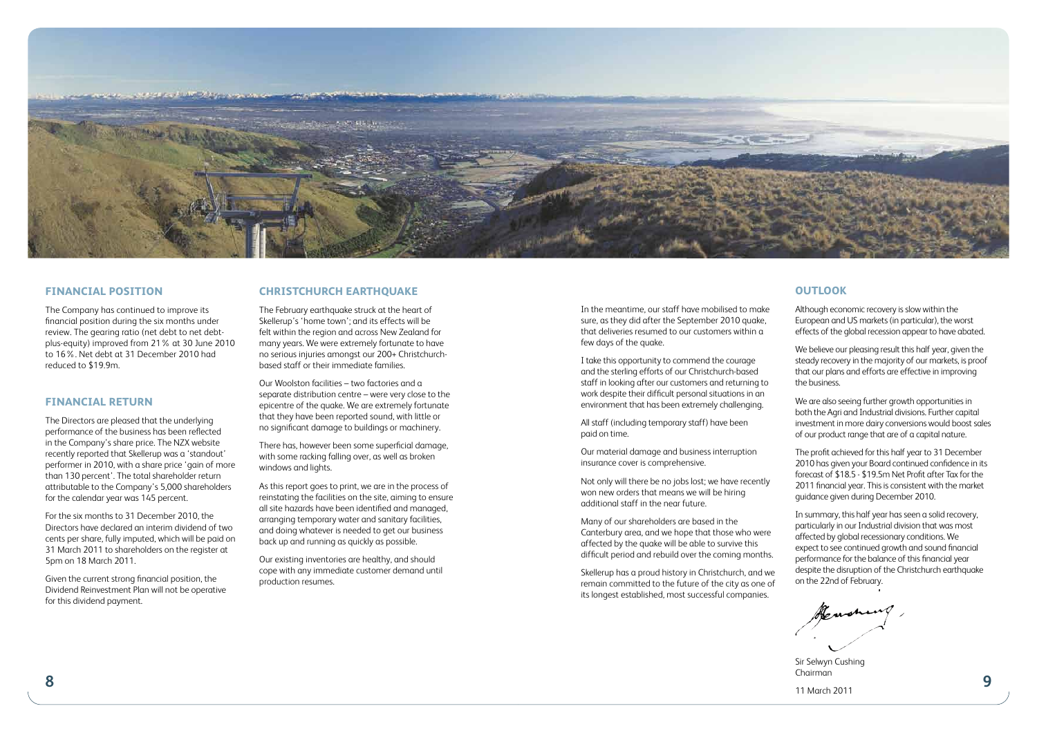## FINANCIAL POSITION

The Company has continued to improve its financial position during the six months under review. The gearing ratio (net debt to net debt-plus-equity) improved from 21% at 30 June 2010 to 16%. Net debt at 31 December 2010 had reduced to $19.9m.

## FINANCIAL RETURN

The Directors are pleased that the underlying performance of the business has been reflected in the Company's share price. The NZX website recently reported that Skellerup was a 'standout' performer in 2010, with a share price 'gain of more than 130 percent'. The total shareholder return attributable to the Company's 5,000 shareholders for the calendar year was 145 percent.

For the six months to 31 December 2010, the Directors have declared an interim dividend of two cents per share, fully imputed, which will be paid on 31 March 2011 to shareholders on the register at 5pm on 18 March 2011.

Given the current strong financial position, the Dividend Reinvestment Plan will not be operative for this dividend payment.

## CHRISTCHURCH EARTHQUAKE

The February earthquake struck at the heart of Skellerup's 'home town'; and its effects will be felt within the region and across New Zealand for many years. We were extremely fortunate to have no serious injuries amongst our 200+ Christchurch-based staff or their immediate families.

Our Woolston facilities – two factories and a separate distribution centre – were very close to the epicentre of the quake. We are extremely fortunate that they have been reported sound, with little or no significant damage to buildings or machinery.

There has, however been some superficial damage, with some racking falling over, as well as broken windows and lights.

As this report goes to print, we are in the process of reinstating the facilities on the site, aiming to ensure all site hazards have been identified and managed, arranging temporary water and sanitary facilities, and doing whatever is needed to get our business back up and running as quickly as possible.

Our existing inventories are healthy, and should cope with any immediate customer demand until production resumes.

In the meantime, our staff have mobilised to make sure, as they did after the September 2010 quake, that deliveries resumed to our customers within a few days of the quake.

I take this opportunity to commend the courage and the sterling efforts of our Christchurch-based staff in looking after our customers and returning to work despite their difficult personal situations in an environment that has been extremely challenging.

All staff (including temporary staff) have been paid on time.

Our material damage and business interruption insurance cover is comprehensive.

Not only will there be no jobs lost; we have recently won new orders that means we will be hiring additional staff in the near future.

Many of our shareholders are based in the Canterbury area, and we hope that those who were affected by the quake will be able to survive this difficult period and rebuild over the coming months.

Skellerup has a proud history in Christchurch, and we remain committed to the future of the city as one of its longest established, most successful companies.

## OUTLOOK

Although economic recovery is slow within the European and US markets (in particular), the worst effects of the global recession appear to have abated.

We believe our pleasing result this half year, given the steady recovery in the majority of our markets, is proof that our plans and efforts are effective in improving the business.

We are also seeing further growth opportunities in both the Agri and Industrial divisions. Further capital investment in more dairy conversions would boost sales of our product range that are of a capital nature.

The profit achieved for this half year to 31 December 2010 has given your Board continued confidence in its forecast of $18.5 - $19.5m Net Profit after Tax for the 2011 financial year. This is consistent with the market guidance given during December 2010.

In summary, this half year has seen a solid recovery, particularly in our Industrial division that was most affected by global recessionary conditions. We expect to see continued growth and sound financial performance for the balance of this financial year despite the disruption of the Christchurch earthquake on the 22nd of February.

Sir Selwyn Cushing
Chairman

11 March 2011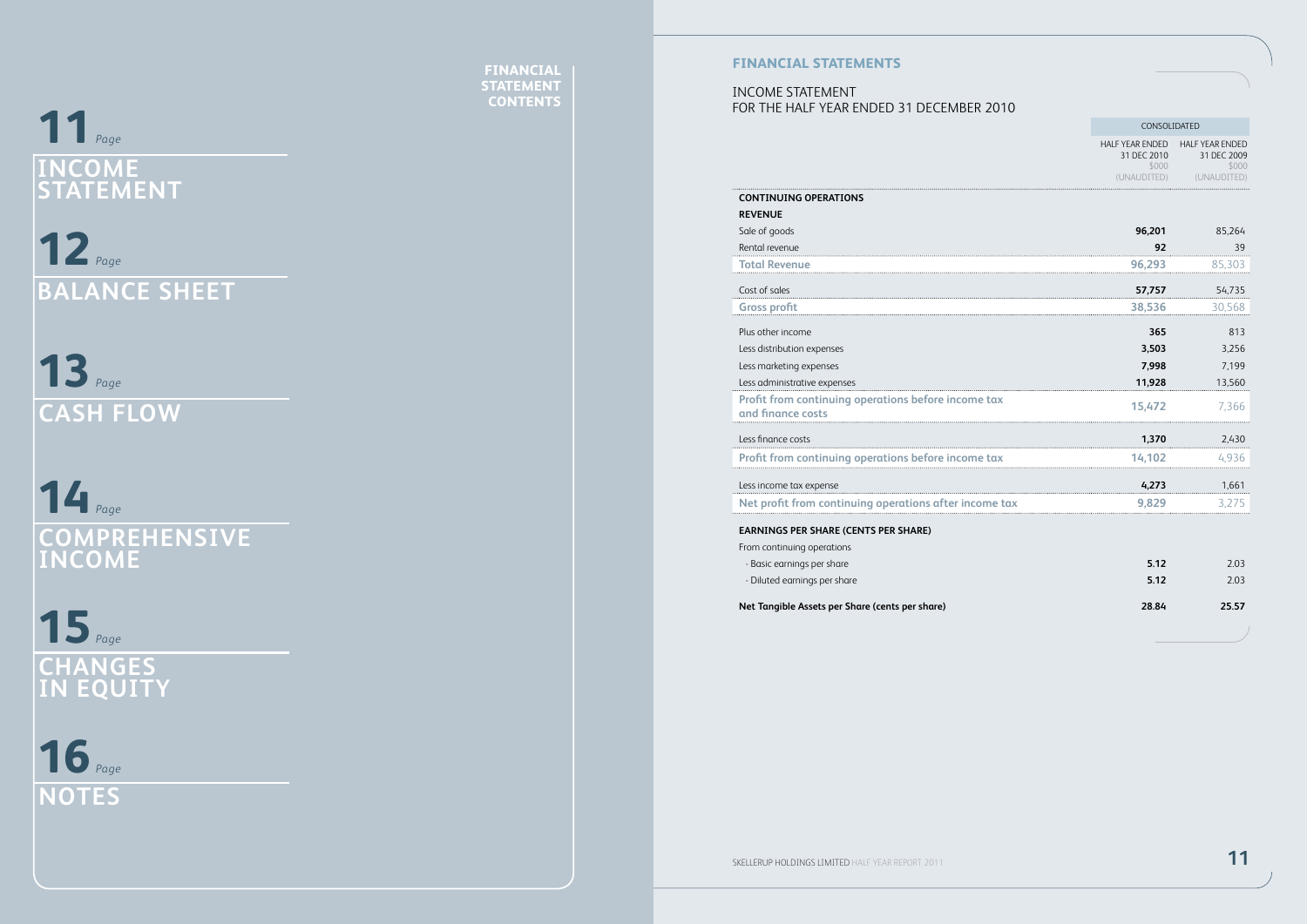## FINANCIAL STATEMENT CONTENTS

**11** *Page*
**INCOME STATEMENT**

**12** *Page*
**BALANCE SHEET**

**13** *Page*
**CASH FLOW**

**14** *Page*
**COMPREHENSIVE INCOME**

**15** *Page*
**CHANGES IN EQUITY**

**16** *Page*
**NOTES**

# FINANCIAL STATEMENTS

## INCOME STATEMENT
## FOR THE HALF YEAR ENDED 31 DECEMBER 2010

| | CONSOLIDATED | |
|---|---|---|
| | HALF YEAR ENDED 31 DEC 2010 $000 (UNAUDITED) | HALF YEAR ENDED 31 DEC 2009 $000 (UNAUDITED) |
| **CONTINUING OPERATIONS** | | |
| **REVENUE** | | |
| Sale of goods | **96,201** | 85,264 |
| Rental revenue | **92** | 39 |
| **Total Revenue** | **96,293** | 85,303 |
| Cost of sales | **57,757** | 54,735 |
| **Gross profit** | **38,536** | 30,568 |
| Plus other income | **365** | 813 |
| Less distribution expenses | **3,503** | 3,256 |
| Less marketing expenses | **7,998** | 7,199 |
| Less administrative expenses | **11,928** | 13,560 |
| **Profit from continuing operations before income tax and finance costs** | **15,472** | 7,366 |
| Less finance costs | **1,370** | 2,430 |
| **Profit from continuing operations before income tax** | **14,102** | 4,936 |
| Less income tax expense | **4,273** | 1,661 |
| **Net profit from continuing operations after income tax** | **9,829** | 3,275 |
| **EARNINGS PER SHARE (CENTS PER SHARE)** | | |
| From continuing operations | | |
| - Basic earnings per share | **5.12** | 2.03 |
| - Diluted earnings per share | **5.12** | 2.03 |
| **Net Tangible Assets per Share (cents per share)** | **28.84** | **25.57** |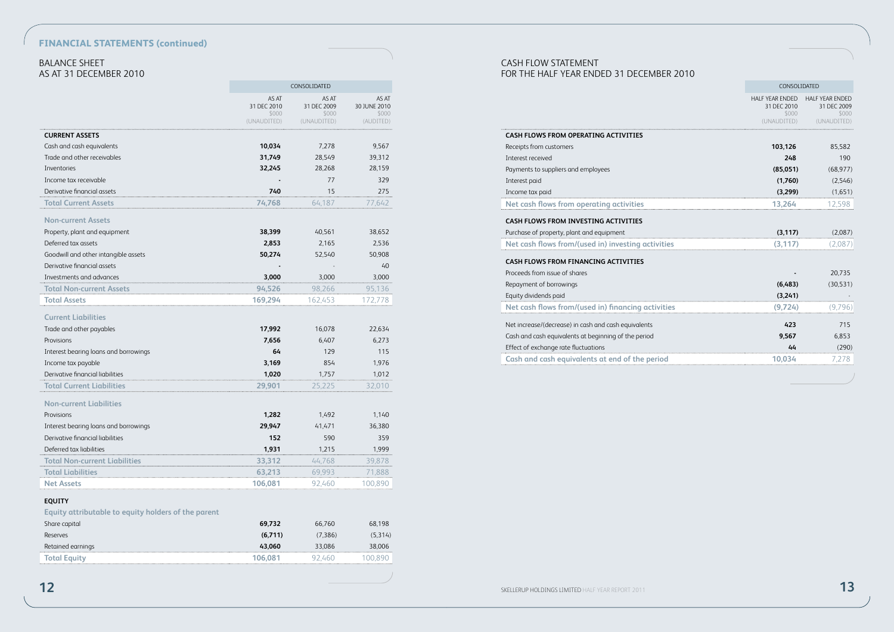## FINANCIAL STATEMENTS (continued)

### BALANCE SHEET
### AS AT 31 DECEMBER 2010

| | CONSOLIDATED | | |
|---|---|---|---|
| | AS AT 31 DEC 2010 $000 (UNAUDITED) | AS AT 31 DEC 2009 $000 (UNAUDITED) | AS AT 30 JUNE 2010 $000 (AUDITED) |
| **CURRENT ASSETS** | | | |
| Cash and cash equivalents | **10,034** | 7,278 | 9,567 |
| Trade and other receivables | **31,749** | 28,549 | 39,312 |
| Inventories | **32,245** | 28,268 | 28,159 |
| Income tax receivable | **-** | 77 | 329 |
| Derivative financial assets | **740** | 15 | 275 |
| **Total Current Assets** | **74,768** | 64,187 | 77,642 |
| **Non-current Assets** | | | |
| Property, plant and equipment | **38,399** | 40,561 | 38,652 |
| Deferred tax assets | **2,853** | 2,165 | 2,536 |
| Goodwill and other intangible assets | **50,274** | 52,540 | 50,908 |
| Derivative financial assets | **-** | - | 40 |
| Investments and advances | **3,000** | 3,000 | 3,000 |
| **Total Non-current Assets** | **94,526** | 98,266 | 95,136 |
| **Total Assets** | **169,294** | 162,453 | 172,778 |
| **Current Liabilities** | | | |
| Trade and other payables | **17,992** | 16,078 | 22,634 |
| Provisions | **7,656** | 6,407 | 6,273 |
| Interest bearing loans and borrowings | **64** | 129 | 115 |
| Income tax payable | **3,169** | 854 | 1,976 |
| Derivative financial liabilities | **1,020** | 1,757 | 1,012 |
| **Total Current Liabilities** | **29,901** | 25,225 | 32,010 |
| **Non-current Liabilities** | | | |
| Provisions | **1,282** | 1,492 | 1,140 |
| Interest bearing loans and borrowings | **29,947** | 41,471 | 36,380 |
| Derivative financial liabilities | **152** | 590 | 359 |
| Deferred tax liabilities | **1,931** | 1,215 | 1,999 |
| **Total Non-current Liabilities** | **33,312** | 44,768 | 39,878 |
| **Total Liabilities** | **63,213** | 69,993 | 71,888 |
| **Net Assets** | **106,081** | 92,460 | 100,890 |
| **EQUITY** | | | |
| **Equity attributable to equity holders of the parent** | | | |
| Share capital | **69,732** | 66,760 | 68,198 |
| Reserves | **(6,711)** | (7,386) | (5,314) |
| Retained earnings | **43,060** | 33,086 | 38,006 |
| **Total Equity** | **106,081** | 92,460 | 100,890 |

### CASH FLOW STATEMENT
### FOR THE HALF YEAR ENDED 31 DECEMBER 2010

| | CONSOLIDATED | |
|---|---|---|
| | HALF YEAR ENDED 31 DEC 2010 $000 (UNAUDITED) | HALF YEAR ENDED 31 DEC 2009 $000 (UNAUDITED) |
| **CASH FLOWS FROM OPERATING ACTIVITIES** | | |
| Receipts from customers | **103,126** | 85,582 |
| Interest received | **248** | 190 |
| Payments to suppliers and employees | **(85,051)** | (68,977) |
| Interest paid | **(1,760)** | (2,546) |
| Income tax paid | **(3,299)** | (1,651) |
| **Net cash flows from operating activities** | **13,264** | 12,598 |
| **CASH FLOWS FROM INVESTING ACTIVITIES** | | |
| Purchase of property, plant and equipment | **(3,117)** | (2,087) |
| **Net cash flows from/(used in) investing activities** | **(3,117)** | (2,087) |
| **CASH FLOWS FROM FINANCING ACTIVITIES** | | |
| Proceeds from issue of shares | **-** | 20,735 |
| Repayment of borrowings | **(6,483)** | (30,531) |
| Equity dividends paid | **(3,241)** | - |
| **Net cash flows from/(used in) financing activities** | **(9,724)** | (9,796) |
| Net increase/(decrease) in cash and cash equivalents | **423** | 715 |
| Cash and cash equivalents at beginning of the period | **9,567** | 6,853 |
| Effect of exchange rate fluctuations | **44** | (290) |
| **Cash and cash equivalents at end of the period** | **10,034** | 7,278 |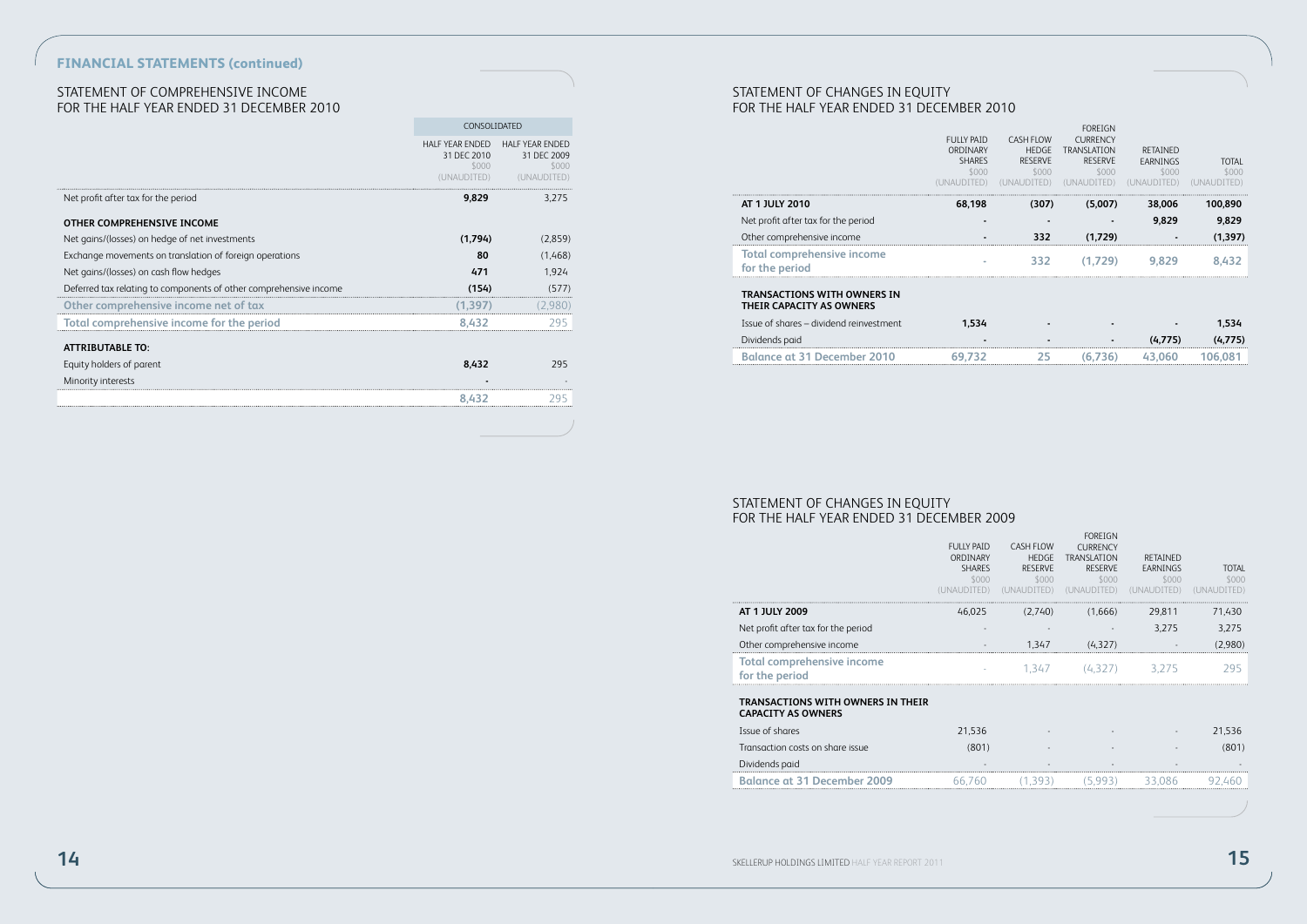## FINANCIAL STATEMENTS (continued)

## STATEMENT OF COMPREHENSIVE INCOME FOR THE HALF YEAR ENDED 31 DECEMBER 2010

| | CONSOLIDATED | |
|---|---|---|
| | HALF YEAR ENDED 31 DEC 2010 $000 (UNAUDITED) | HALF YEAR ENDED 31 DEC 2009 $000 (UNAUDITED) |
| Net profit after tax for the period | **9,829** | 3,275 |
| **OTHER COMPREHENSIVE INCOME** | | |
| Net gains/(losses) on hedge of net investments | **(1,794)** | (2,859) |
| Exchange movements on translation of foreign operations | **80** | (1,468) |
| Net gains/(losses) on cash flow hedges | **471** | 1,924 |
| Deferred tax relating to components of other comprehensive income | **(154)** | (577) |
| **Other comprehensive income net of tax** | **(1,397)** | (2,980) |
| **Total comprehensive income for the period** | **8,432** | 295 |
| **ATTRIBUTABLE TO:** | | |
| Equity holders of parent | **8,432** | 295 |
| Minority interests | **-** | - |
| | **8,432** | 295 |

## STATEMENT OF CHANGES IN EQUITY FOR THE HALF YEAR ENDED 31 DECEMBER 2010

| | FULLY PAID ORDINARY SHARES $000 (UNAUDITED) | CASH FLOW HEDGE RESERVE $000 (UNAUDITED) | FOREIGN CURRENCY TRANSLATION RESERVE $000 (UNAUDITED) | RETAINED EARNINGS $000 (UNAUDITED) | TOTAL $000 (UNAUDITED) |
|---|---|---|---|---|---|
| **AT 1 JULY 2010** | **68,198** | **(307)** | **(5,007)** | **38,006** | **100,890** |
| Net profit after tax for the period | **-** | **-** | **-** | **9,829** | **9,829** |
| Other comprehensive income | **-** | **332** | **(1,729)** | **-** | **(1,397)** |
| **Total comprehensive income for the period** | - | **332** | **(1,729)** | **9,829** | **8,432** |
| **TRANSACTIONS WITH OWNERS IN THEIR CAPACITY AS OWNERS** | | | | | |
| Issue of shares – dividend reinvestment | **1,534** | **-** | **-** | **-** | **1,534** |
| Dividends paid | **-** | **-** | **-** | **(4,775)** | **(4,775)** |
| **Balance at 31 December 2010** | **69,732** | **25** | **(6,736)** | **43,060** | **106,081** |

## STATEMENT OF CHANGES IN EQUITY FOR THE HALF YEAR ENDED 31 DECEMBER 2009

| | FULLY PAID ORDINARY SHARES $000 (UNAUDITED) | CASH FLOW HEDGE RESERVE $000 (UNAUDITED) | FOREIGN CURRENCY TRANSLATION RESERVE $000 (UNAUDITED) | RETAINED EARNINGS $000 (UNAUDITED) | TOTAL $000 (UNAUDITED) |
|---|---|---|---|---|---|
| **AT 1 JULY 2009** | 46,025 | (2,740) | (1,666) | 29,811 | 71,430 |
| Net profit after tax for the period | - | - | - | 3,275 | 3,275 |
| Other comprehensive income | - | 1,347 | (4,327) | - | (2,980) |
| **Total comprehensive income for the period** | - | 1,347 | (4,327) | 3,275 | 295 |
| **TRANSACTIONS WITH OWNERS IN THEIR CAPACITY AS OWNERS** | | | | | |
| Issue of shares | 21,536 | - | - | - | 21,536 |
| Transaction costs on share issue | (801) | - | - | - | (801) |
| Dividends paid | - | - | - | - | - |
| **Balance at 31 December 2009** | 66,760 | (1,393) | (5,993) | 33,086 | 92,460 |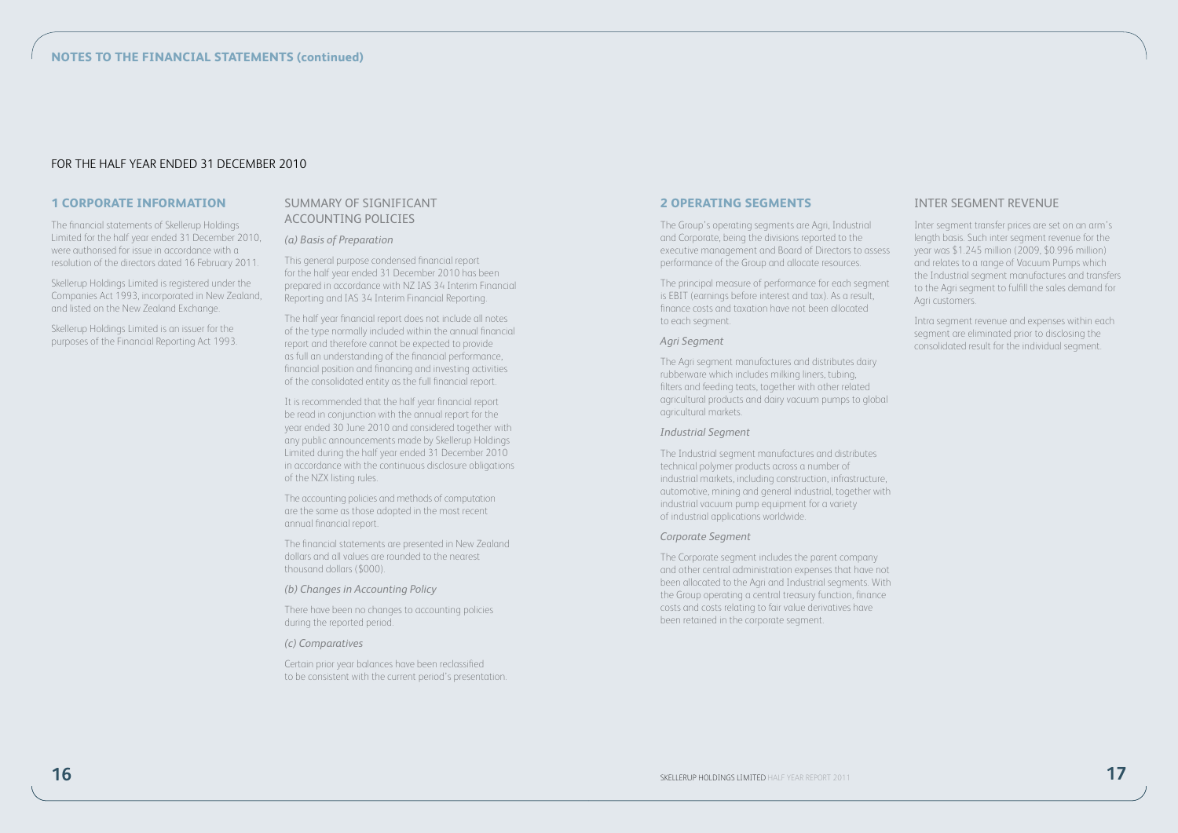# NOTES TO THE FINANCIAL STATEMENTS (continued)

FOR THE HALF YEAR ENDED 31 DECEMBER 2010

## 1 CORPORATE INFORMATION

The financial statements of Skellerup Holdings Limited for the half year ended 31 December 2010, were authorised for issue in accordance with a resolution of the directors dated 16 February 2011.

Skellerup Holdings Limited is registered under the Companies Act 1993, incorporated in New Zealand, and listed on the New Zealand Exchange.

Skellerup Holdings Limited is an issuer for the purposes of the Financial Reporting Act 1993.

### SUMMARY OF SIGNIFICANT ACCOUNTING POLICIES

*(a) Basis of Preparation*

This general purpose condensed financial report for the half year ended 31 December 2010 has been prepared in accordance with NZ IAS 34 Interim Financial Reporting and IAS 34 Interim Financial Reporting.

The half year financial report does not include all notes of the type normally included within the annual financial report and therefore cannot be expected to provide as full an understanding of the financial performance, financial position and financing and investing activities of the consolidated entity as the full financial report.

It is recommended that the half year financial report be read in conjunction with the annual report for the year ended 30 June 2010 and considered together with any public announcements made by Skellerup Holdings Limited during the half year ended 31 December 2010 in accordance with the continuous disclosure obligations of the NZX listing rules.

The accounting policies and methods of computation are the same as those adopted in the most recent annual financial report.

The financial statements are presented in New Zealand dollars and all values are rounded to the nearest thousand dollars ($000).

*(b) Changes in Accounting Policy*

There have been no changes to accounting policies during the reported period.

*(c) Comparatives*

Certain prior year balances have been reclassified to be consistent with the current period's presentation.

## 2 OPERATING SEGMENTS

The Group's operating segments are Agri, Industrial and Corporate, being the divisions reported to the executive management and Board of Directors to assess performance of the Group and allocate resources.

The principal measure of performance for each segment is EBIT (earnings before interest and tax). As a result, finance costs and taxation have not been allocated to each segment.

*Agri Segment*

The Agri segment manufactures and distributes dairy rubberware which includes milking liners, tubing, filters and feeding teats, together with other related agricultural products and dairy vacuum pumps to global agricultural markets.

*Industrial Segment*

The Industrial segment manufactures and distributes technical polymer products across a number of industrial markets, including construction, infrastructure, automotive, mining and general industrial, together with industrial vacuum pump equipment for a variety of industrial applications worldwide.

*Corporate Segment*

The Corporate segment includes the parent company and other central administration expenses that have not been allocated to the Agri and Industrial segments. With the Group operating a central treasury function, finance costs and costs relating to fair value derivatives have been retained in the corporate segment.

### INTER SEGMENT REVENUE

Inter segment transfer prices are set on an arm's length basis. Such inter segment revenue for the year was $1.245 million (2009, $0.996 million) and relates to a range of Vacuum Pumps which the Industrial segment manufactures and transfers to the Agri segment to fulfill the sales demand for Agri customers.

Intra segment revenue and expenses within each segment are eliminated prior to disclosing the consolidated result for the individual segment.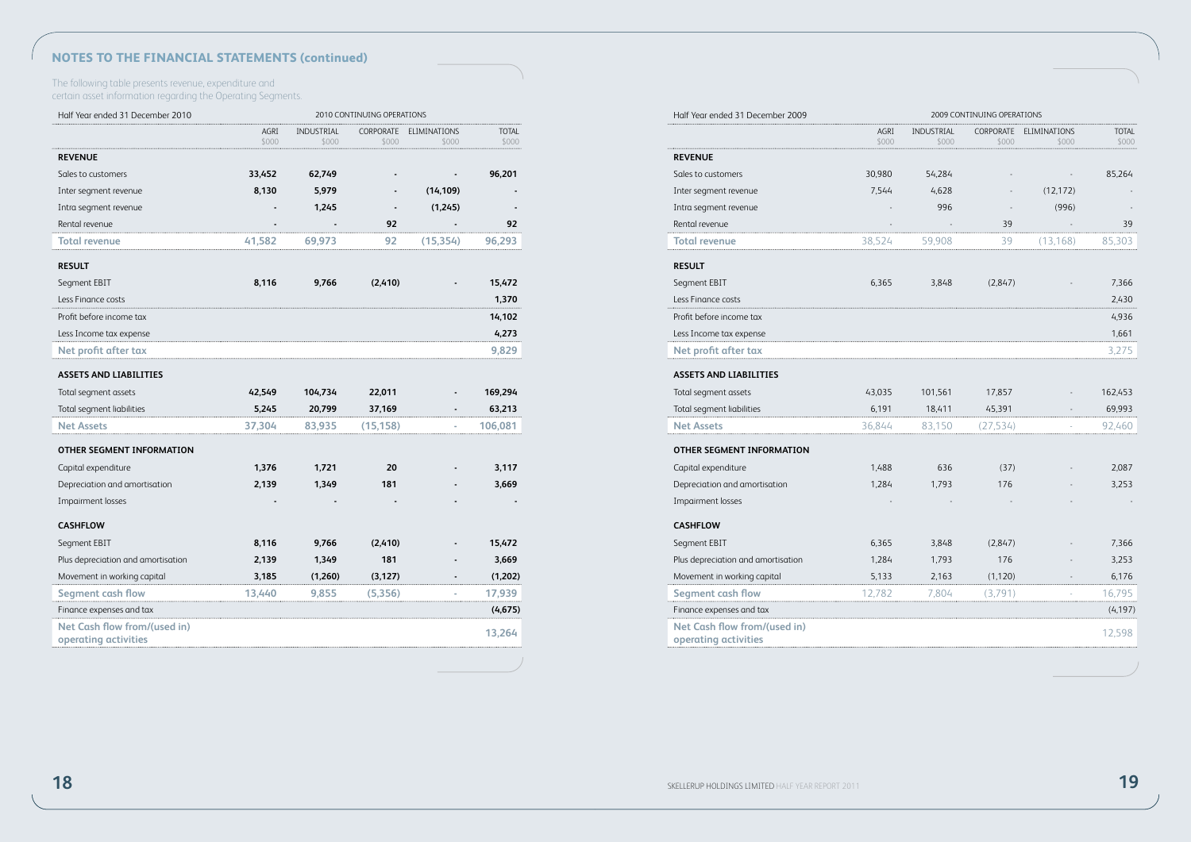## NOTES TO THE FINANCIAL STATEMENTS (continued)

The following table presents revenue, expenditure and certain asset information regarding the Operating Segments.

| Half Year ended 31 December 2010 | 2010 CONTINUING OPERATIONS | | | | |
|---|---|---|---|---|---|
| | AGRI $000 | INDUSTRIAL $000 | CORPORATE $000 | ELIMINATIONS $000 | TOTAL $000 |
| **REVENUE** | | | | | |
| Sales to customers | **33,452** | **62,749** | **-** | **-** | **96,201** |
| Inter segment revenue | **8,130** | **5,979** | **-** | **(14,109)** | **-** |
| Intra segment revenue | **-** | **1,245** | **-** | **(1,245)** | **-** |
| Rental revenue | **-** | **-** | **92** | **-** | **92** |
| **Total revenue** | **41,582** | **69,973** | **92** | **(15,354)** | **96,293** |
| **RESULT** | | | | | |
| Segment EBIT | **8,116** | **9,766** | **(2,410)** | **-** | **15,472** |
| Less Finance costs | | | | | **1,370** |
| Profit before income tax | | | | | **14,102** |
| Less Income tax expense | | | | | **4,273** |
| **Net profit after tax** | | | | | **9,829** |
| **ASSETS AND LIABILITIES** | | | | | |
| Total segment assets | **42,549** | **104,734** | **22,011** | **-** | **169,294** |
| Total segment liabilities | **5,245** | **20,799** | **37,169** | **-** | **63,213** |
| **Net Assets** | **37,304** | **83,935** | **(15,158)** | **-** | **106,081** |
| **OTHER SEGMENT INFORMATION** | | | | | |
| Capital expenditure | **1,376** | **1,721** | **20** | **-** | **3,117** |
| Depreciation and amortisation | **2,139** | **1,349** | **181** | **-** | **3,669** |
| Impairment losses | **-** | **-** | **-** | **-** | **-** |
| **CASHFLOW** | | | | | |
| Segment EBIT | **8,116** | **9,766** | **(2,410)** | **-** | **15,472** |
| Plus depreciation and amortisation | **2,139** | **1,349** | **181** | **-** | **3,669** |
| Movement in working capital | **3,185** | **(1,260)** | **(3,127)** | **-** | **(1,202)** |
| **Segment cash flow** | **13,440** | **9,855** | **(5,356)** | **-** | **17,939** |
| Finance expenses and tax | | | | | **(4,675)** |
| **Net Cash flow from/(used in) operating activities** | | | | | **13,264** |

| Half Year ended 31 December 2009 | 2009 CONTINUING OPERATIONS | | | | |
|---|---|---|---|---|---|
| | AGRI $000 | INDUSTRIAL $000 | CORPORATE $000 | ELIMINATIONS $000 | TOTAL $000 |
| **REVENUE** | | | | | |
| Sales to customers | 30,980 | 54,284 | - | - | 85,264 |
| Inter segment revenue | 7,544 | 4,628 | - | (12,172) | - |
| Intra segment revenue | - | 996 | - | (996) | - |
| Rental revenue | - | - | 39 | - | 39 |
| **Total revenue** | 38,524 | 59,908 | 39 | (13,168) | 85,303 |
| **RESULT** | | | | | |
| Segment EBIT | 6,365 | 3,848 | (2,847) | - | 7,366 |
| Less Finance costs | | | | | 2,430 |
| Profit before income tax | | | | | 4,936 |
| Less Income tax expense | | | | | 1,661 |
| **Net profit after tax** | | | | | 3,275 |
| **ASSETS AND LIABILITIES** | | | | | |
| Total segment assets | 43,035 | 101,561 | 17,857 | - | 162,453 |
| Total segment liabilities | 6,191 | 18,411 | 45,391 | - | 69,993 |
| **Net Assets** | 36,844 | 83,150 | (27,534) | - | 92,460 |
| **OTHER SEGMENT INFORMATION** | | | | | |
| Capital expenditure | 1,488 | 636 | (37) | - | 2,087 |
| Depreciation and amortisation | 1,284 | 1,793 | 176 | - | 3,253 |
| Impairment losses | - | - | - | - | - |
| **CASHFLOW** | | | | | |
| Segment EBIT | 6,365 | 3,848 | (2,847) | - | 7,366 |
| Plus depreciation and amortisation | 1,284 | 1,793 | 176 | - | 3,253 |
| Movement in working capital | 5,133 | 2,163 | (1,120) | - | 6,176 |
| **Segment cash flow** | 12,782 | 7,804 | (3,791) | - | 16,795 |
| Finance expenses and tax | | | | | (4,197) |
| **Net Cash flow from/(used in) operating activities** | | | | | 12,598 |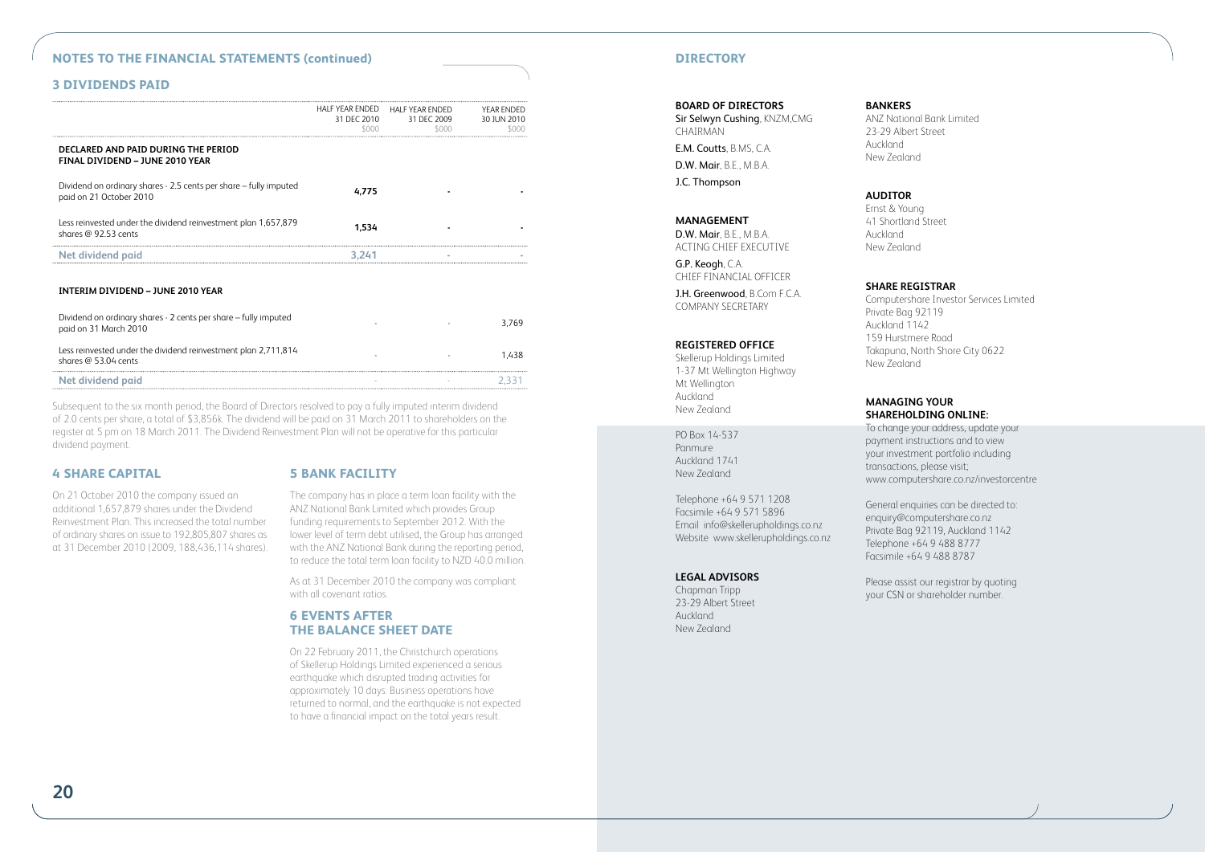## NOTES TO THE FINANCIAL STATEMENTS (continued)

### 3 DIVIDENDS PAID

| | HALF YEAR ENDED 31 DEC 2010 $000 | HALF YEAR ENDED 31 DEC 2009 $000 | YEAR ENDED 30 JUN 2010 $000 |
|---|---|---|---|
| **DECLARED AND PAID DURING THE PERIOD** | | | |
| **FINAL DIVIDEND – JUNE 2010 YEAR** | | | |
| Dividend on ordinary shares - 2.5 cents per share – fully imputed paid on 21 October 2010 | **4,775** | **-** | **-** |
| Less reinvested under the dividend reinvestment plan 1,657,879 shares @ 92.53 cents | **1,534** | **-** | **-** |
| **Net dividend paid** | **3,241** | - | - |
| **INTERIM DIVIDEND – JUNE 2010 YEAR** | | | |
| Dividend on ordinary shares - 2 cents per share – fully imputed paid on 31 March 2010 | - | - | 3,769 |
| Less reinvested under the dividend reinvestment plan 2,711,814 shares @ 53.04 cents | - | - | 1,438 |
| **Net dividend paid** | - | - | 2,331 |

Subsequent to the six month period, the Board of Directors resolved to pay a fully imputed interim dividend of 2.0 cents per share, a total of $3,856k. The dividend will be paid on 31 March 2011 to shareholders on the register at 5 pm on 18 March 2011. The Dividend Reinvestment Plan will not be operative for this particular dividend payment.

### 4 SHARE CAPITAL

On 21 October 2010 the company issued an additional 1,657,879 shares under the Dividend Reinvestment Plan. This increased the total number of ordinary shares on issue to 192,805,807 shares as at 31 December 2010 (2009, 188,436,114 shares).

### 5 BANK FACILITY

The company has in place a term loan facility with the ANZ National Bank Limited which provides Group funding requirements to September 2012. With the lower level of term debt utilised, the Group has arranged with the ANZ National Bank during the reporting period, to reduce the total term loan facility to NZD 40.0 million.

As at 31 December 2010 the company was compliant with all covenant ratios.

### 6 EVENTS AFTER THE BALANCE SHEET DATE

On 22 February 2011, the Christchurch operations of Skellerup Holdings Limited experienced a serious earthquake which disrupted trading activities for approximately 10 days. Business operations have returned to normal, and the earthquake is not expected to have a financial impact on the total years result.

## DIRECTORY

**BOARD OF DIRECTORS**
**Sir Selwyn Cushing**, KNZM,CMG
CHAIRMAN
**E.M. Coutts**, B.MS, C.A.
**D.W. Mair**, B.E., M.B.A.
**J.C. Thompson**

**MANAGEMENT**
**D.W. Mair**, B.E., M.B.A.
ACTING CHIEF EXECUTIVE
**G.P. Keogh**, C.A.
CHIEF FINANCIAL OFFICER
**J.H. Greenwood**, B.Com F.C.A.
COMPANY SECRETARY

**REGISTERED OFFICE**
Skellerup Holdings Limited
1-37 Mt Wellington Highway
Mt Wellington
Auckland
New Zealand

PO Box 14-537
Panmure
Auckland 1741
New Zealand

Telephone +64 9 571 1208
Facsimile +64 9 571 5896
Email info@skellerupholdings.co.nz
Website www.skellerupholdings.co.nz

**LEGAL ADVISORS**
Chapman Tripp
23-29 Albert Street
Auckland
New Zealand

**BANKERS**
ANZ National Bank Limited
23-29 Albert Street
Auckland
New Zealand

**AUDITOR**
Ernst & Young
41 Shortland Street
Auckland
New Zealand

**SHARE REGISTRAR**
Computershare Investor Services Limited
Private Bag 92119
Auckland 1142
159 Hurstmere Road
Takapuna, North Shore City 0622
New Zealand

**MANAGING YOUR SHAREHOLDING ONLINE:**
To change your address, update your payment instructions and to view your investment portfolio including transactions, please visit;
www.computershare.co.nz/investorcentre

General enquiries can be directed to:
enquiry@computershare.co.nz
Private Bag 92119, Auckland 1142
Telephone +64 9 488 8777
Facsimile +64 9 488 8787

Please assist our registrar by quoting your CSN or shareholder number.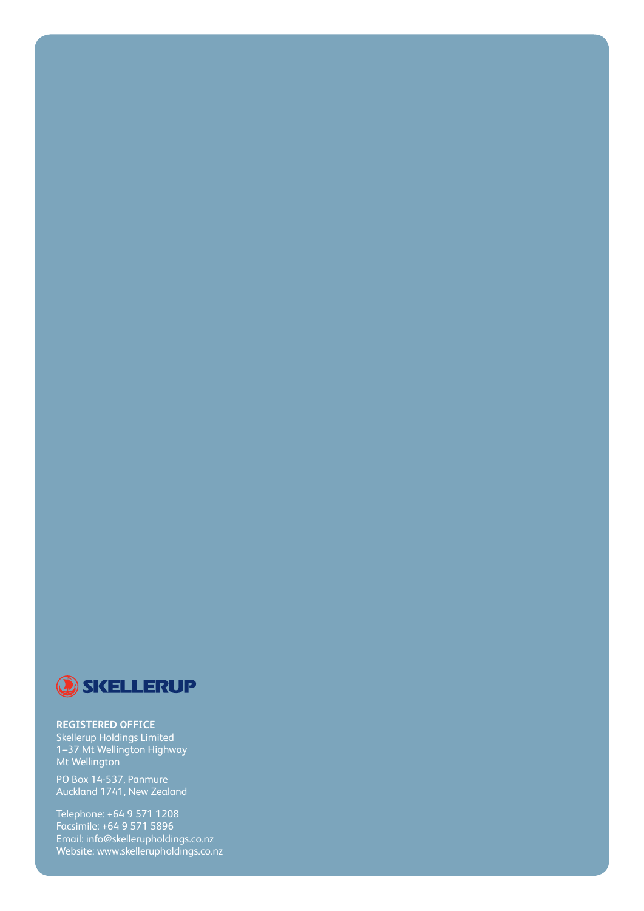SKELLERUP

**REGISTERED OFFICE**
Skellerup Holdings Limited
1–37 Mt Wellington Highway
Mt Wellington

PO Box 14-537, Panmure
Auckland 1741, New Zealand

Telephone: +64 9 571 1208
Facsimile: +64 9 571 5896
Email: info@skellerupholdings.co.nz
Website: www.skellerupholdings.co.nz